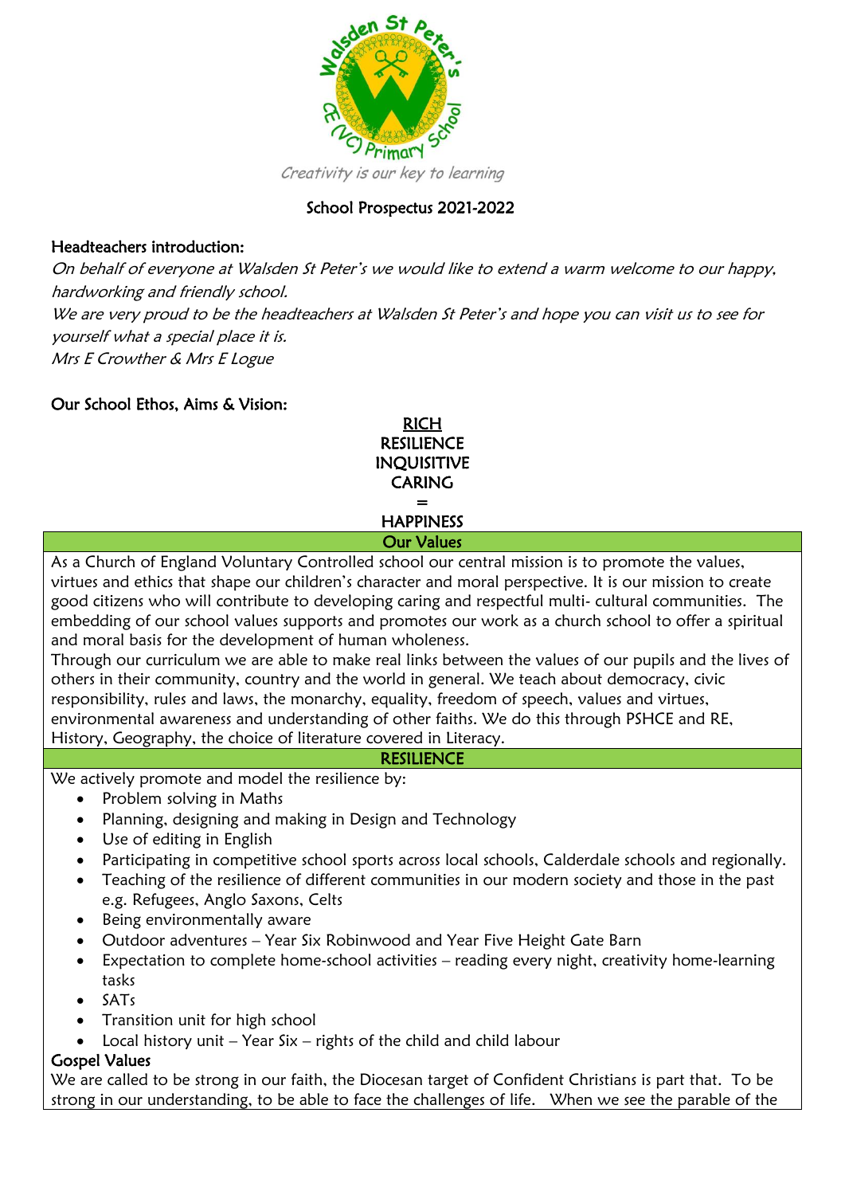Creativity is our key to learning

# School Prospectus 2021-2022

## Headteachers introduction:

*On behalf of everyone at Walsden St Peter's we would like to extend a warm welcome to our happy, hardworking and friendly school.*

*We are very proud to be the headteachers at Walsden St Peter's and hope you can visit us to see for yourself what a special place it is.*

*Mrs E Crowther & Mrs E Logue*

## Our School Ethos, Aims & Vision:

RICH
RESILIENCE
INQUISITIVE
CARING
=
HAPPINESS

### Our Values

As a Church of England Voluntary Controlled school our central mission is to promote the values, virtues and ethics that shape our children's character and moral perspective. It is our mission to create good citizens who will contribute to developing caring and respectful multi- cultural communities. The embedding of our school values supports and promotes our work as a church school to offer a spiritual and moral basis for the development of human wholeness.

Through our curriculum we are able to make real links between the values of our pupils and the lives of others in their community, country and the world in general. We teach about democracy, civic responsibility, rules and laws, the monarchy, equality, freedom of speech, values and virtues, environmental awareness and understanding of other faiths. We do this through PSHCE and RE, History, Geography, the choice of literature covered in Literacy.

### RESILIENCE

We actively promote and model the resilience by:

- Problem solving in Maths
- Planning, designing and making in Design and Technology
- Use of editing in English
- Participating in competitive school sports across local schools, Calderdale schools and regionally.
- Teaching of the resilience of different communities in our modern society and those in the past e.g. Refugees, Anglo Saxons, Celts
- Being environmentally aware
- Outdoor adventures – Year Six Robinwood and Year Five Height Gate Barn
- Expectation to complete home-school activities – reading every night, creativity home-learning tasks
- SATs
- Transition unit for high school
- Local history unit – Year Six – rights of the child and child labour

**Gospel Values**

We are called to be strong in our faith, the Diocesan target of Confident Christians is part that. To be strong in our understanding, to be able to face the challenges of life. When we see the parable of the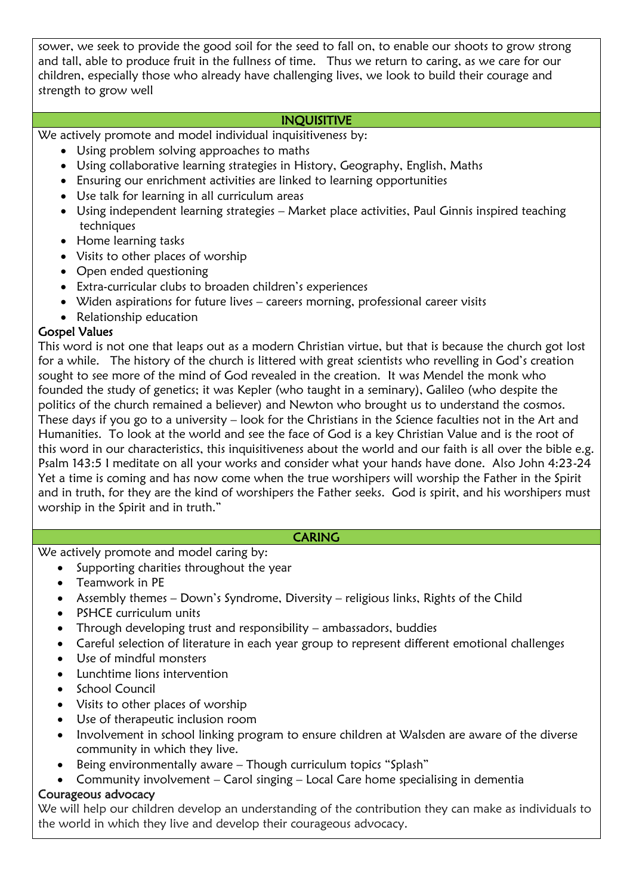sower, we seek to provide the good soil for the seed to fall on, to enable our shoots to grow strong and tall, able to produce fruit in the fullness of time. Thus we return to caring, as we care for our children, especially those who already have challenging lives, we look to build their courage and strength to grow well

## INQUISITIVE

We actively promote and model individual inquisitiveness by:

- Using problem solving approaches to maths
- Using collaborative learning strategies in History, Geography, English, Maths
- Ensuring our enrichment activities are linked to learning opportunities
- Use talk for learning in all curriculum areas
- Using independent learning strategies – Market place activities, Paul Ginnis inspired teaching techniques
- Home learning tasks
- Visits to other places of worship
- Open ended questioning
- Extra-curricular clubs to broaden children's experiences
- Widen aspirations for future lives – careers morning, professional career visits
- Relationship education

**Gospel Values**

This word is not one that leaps out as a modern Christian virtue, but that is because the church got lost for a while. The history of the church is littered with great scientists who revelling in God's creation sought to see more of the mind of God revealed in the creation. It was Mendel the monk who founded the study of genetics; it was Kepler (who taught in a seminary), Galileo (who despite the politics of the church remained a believer) and Newton who brought us to understand the cosmos. These days if you go to a university – look for the Christians in the Science faculties not in the Art and Humanities. To look at the world and see the face of God is a key Christian Value and is the root of this word in our characteristics, this inquisitiveness about the world and our faith is all over the bible e.g. Psalm 143:5 I meditate on all your works and consider what your hands have done. Also John 4:23-24 Yet a time is coming and has now come when the true worshipers will worship the Father in the Spirit and in truth, for they are the kind of worshipers the Father seeks. God is spirit, and his worshipers must worship in the Spirit and in truth."

## CARING

We actively promote and model caring by:

- Supporting charities throughout the year
- Teamwork in PE
- Assembly themes – Down's Syndrome, Diversity – religious links, Rights of the Child
- PSHCE curriculum units
- Through developing trust and responsibility – ambassadors, buddies
- Careful selection of literature in each year group to represent different emotional challenges
- Use of mindful monsters
- Lunchtime lions intervention
- School Council
- Visits to other places of worship
- Use of therapeutic inclusion room
- Involvement in school linking program to ensure children at Walsden are aware of the diverse community in which they live.
- Being environmentally aware – Though curriculum topics "Splash"
- Community involvement – Carol singing – Local Care home specialising in dementia

**Courageous advocacy**

We will help our children develop an understanding of the contribution they can make as individuals to the world in which they live and develop their courageous advocacy.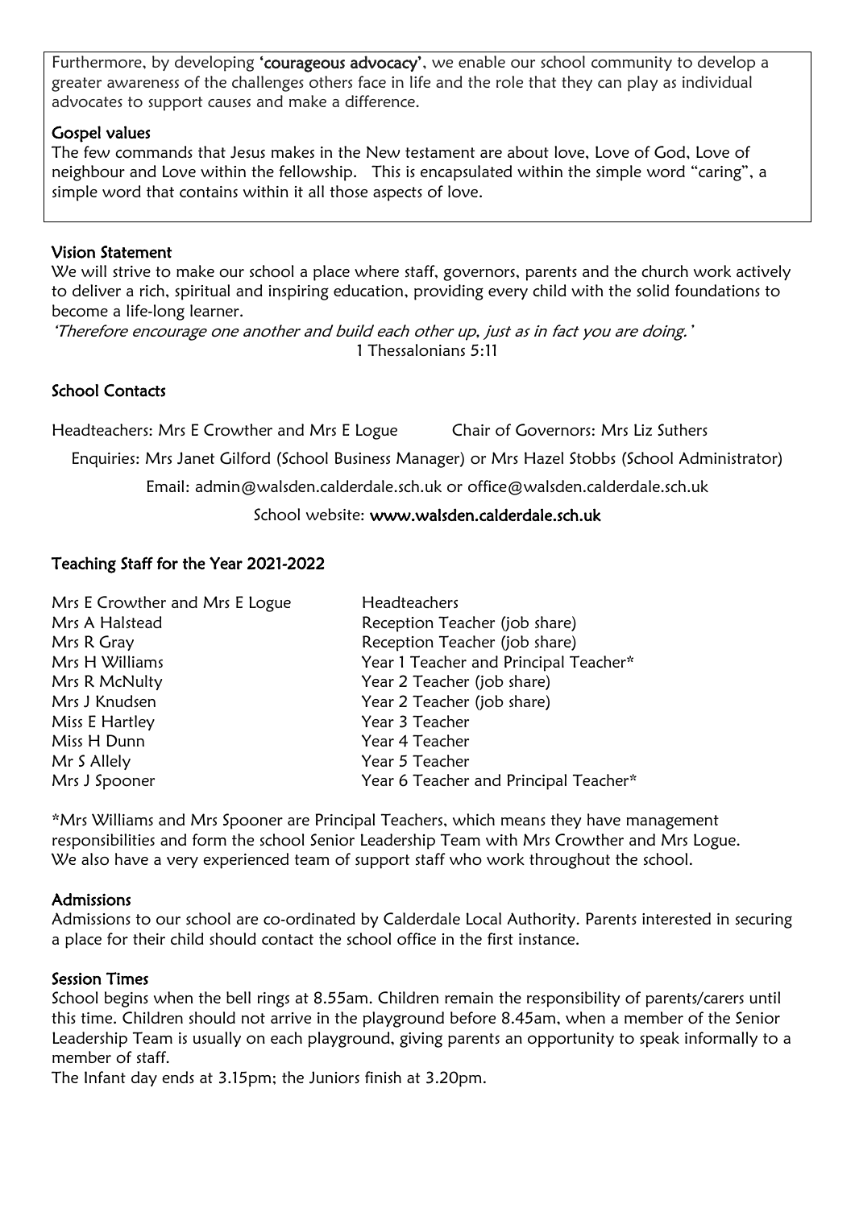Furthermore, by developing **'courageous advocacy'**, we enable our school community to develop a greater awareness of the challenges others face in life and the role that they can play as individual advocates to support causes and make a difference.

### Gospel values

The few commands that Jesus makes in the New testament are about love, Love of God, Love of neighbour and Love within the fellowship. This is encapsulated within the simple word "caring", a simple word that contains within it all those aspects of love.

### Vision Statement

We will strive to make our school a place where staff, governors, parents and the church work actively to deliver a rich, spiritual and inspiring education, providing every child with the solid foundations to become a life-long learner.

*'Therefore encourage one another and build each other up, just as in fact you are doing.'*
1 Thessalonians 5:11

### School Contacts

Headteachers: Mrs E Crowther and Mrs E Logue    Chair of Governors: Mrs Liz Suthers

Enquiries: Mrs Janet Gilford (School Business Manager) or Mrs Hazel Stobbs (School Administrator)

Email: admin@walsden.calderdale.sch.uk or office@walsden.calderdale.sch.uk

School website: **www.walsden.calderdale.sch.uk**

### Teaching Staff for the Year 2021-2022

| | |
|---|---|
| Mrs E Crowther and Mrs E Logue | Headteachers |
| Mrs A Halstead | Reception Teacher (job share) |
| Mrs R Gray | Reception Teacher (job share) |
| Mrs H Williams | Year 1 Teacher and Principal Teacher* |
| Mrs R McNulty | Year 2 Teacher (job share) |
| Mrs J Knudsen | Year 2 Teacher (job share) |
| Miss E Hartley | Year 3 Teacher |
| Miss H Dunn | Year 4 Teacher |
| Mr S Allely | Year 5 Teacher |
| Mrs J Spooner | Year 6 Teacher and Principal Teacher* |

*Mrs Williams and Mrs Spooner are Principal Teachers, which means they have management responsibilities and form the school Senior Leadership Team with Mrs Crowther and Mrs Logue. We also have a very experienced team of support staff who work throughout the school.

### Admissions

Admissions to our school are co-ordinated by Calderdale Local Authority. Parents interested in securing a place for their child should contact the school office in the first instance.

### Session Times

School begins when the bell rings at 8.55am. Children remain the responsibility of parents/carers until this time. Children should not arrive in the playground before 8.45am, when a member of the Senior Leadership Team is usually on each playground, giving parents an opportunity to speak informally to a member of staff.

The Infant day ends at 3.15pm; the Juniors finish at 3.20pm.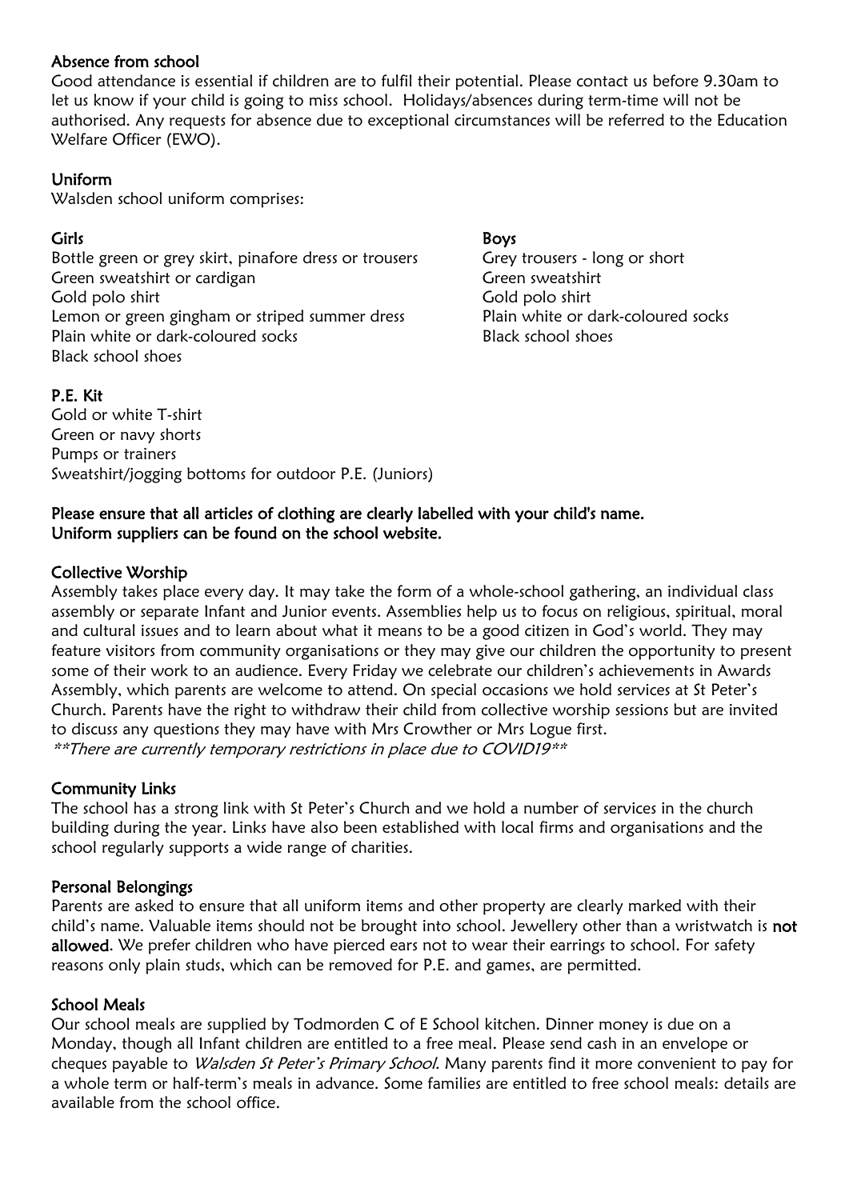### Absence from school

Good attendance is essential if children are to fulfil their potential. Please contact us before 9.30am to let us know if your child is going to miss school. Holidays/absences during term-time will not be authorised. Any requests for absence due to exceptional circumstances will be referred to the Education Welfare Officer (EWO).

### Uniform

Walsden school uniform comprises:

**Girls**

Bottle green or grey skirt, pinafore dress or trousers
Green sweatshirt or cardigan
Gold polo shirt
Lemon or green gingham or striped summer dress
Plain white or dark-coloured socks
Black school shoes

**Boys**

Grey trousers - long or short
Green sweatshirt
Gold polo shirt
Plain white or dark-coloured socks
Black school shoes

### P.E. Kit

Gold or white T-shirt
Green or navy shorts
Pumps or trainers
Sweatshirt/jogging bottoms for outdoor P.E. (Juniors)

**Please ensure that all articles of clothing are clearly labelled with your child's name.**
**Uniform suppliers can be found on the school website.**

### Collective Worship

Assembly takes place every day. It may take the form of a whole-school gathering, an individual class assembly or separate Infant and Junior events. Assemblies help us to focus on religious, spiritual, moral and cultural issues and to learn about what it means to be a good citizen in God's world. They may feature visitors from community organisations or they may give our children the opportunity to present some of their work to an audience. Every Friday we celebrate our children's achievements in Awards Assembly, which parents are welcome to attend. On special occasions we hold services at St Peter's Church. Parents have the right to withdraw their child from collective worship sessions but are invited to discuss any questions they may have with Mrs Crowther or Mrs Logue first.
*\*\*There are currently temporary restrictions in place due to COVID19\*\**

### Community Links

The school has a strong link with St Peter's Church and we hold a number of services in the church building during the year. Links have also been established with local firms and organisations and the school regularly supports a wide range of charities.

### Personal Belongings

Parents are asked to ensure that all uniform items and other property are clearly marked with their child's name. Valuable items should not be brought into school. Jewellery other than a wristwatch is **not allowed**. We prefer children who have pierced ears not to wear their earrings to school. For safety reasons only plain studs, which can be removed for P.E. and games, are permitted.

### School Meals

Our school meals are supplied by Todmorden C of E School kitchen. Dinner money is due on a Monday, though all Infant children are entitled to a free meal. Please send cash in an envelope or cheques payable to *Walsden St Peter's Primary School.* Many parents find it more convenient to pay for a whole term or half-term's meals in advance. Some families are entitled to free school meals: details are available from the school office.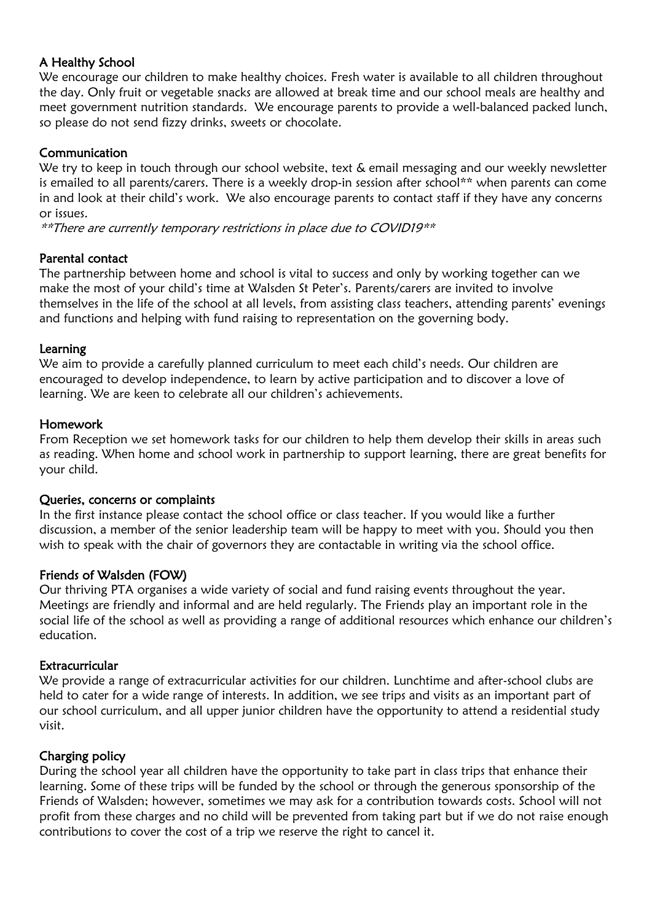## A Healthy School

We encourage our children to make healthy choices. Fresh water is available to all children throughout the day. Only fruit or vegetable snacks are allowed at break time and our school meals are healthy and meet government nutrition standards. We encourage parents to provide a well-balanced packed lunch, so please do not send fizzy drinks, sweets or chocolate.

## Communication

We try to keep in touch through our school website, text & email messaging and our weekly newsletter is emailed to all parents/carers. There is a weekly drop-in session after school** when parents can come in and look at their child's work. We also encourage parents to contact staff if they have any concerns or issues.

*\*\*There are currently temporary restrictions in place due to COVID19\*\**

## Parental contact

The partnership between home and school is vital to success and only by working together can we make the most of your child's time at Walsden St Peter's. Parents/carers are invited to involve themselves in the life of the school at all levels, from assisting class teachers, attending parents' evenings and functions and helping with fund raising to representation on the governing body.

## Learning

We aim to provide a carefully planned curriculum to meet each child's needs. Our children are encouraged to develop independence, to learn by active participation and to discover a love of learning. We are keen to celebrate all our children's achievements.

## Homework

From Reception we set homework tasks for our children to help them develop their skills in areas such as reading. When home and school work in partnership to support learning, there are great benefits for your child.

## Queries, concerns or complaints

In the first instance please contact the school office or class teacher. If you would like a further discussion, a member of the senior leadership team will be happy to meet with you. Should you then wish to speak with the chair of governors they are contactable in writing via the school office.

## Friends of Walsden (FOW)

Our thriving PTA organises a wide variety of social and fund raising events throughout the year. Meetings are friendly and informal and are held regularly. The Friends play an important role in the social life of the school as well as providing a range of additional resources which enhance our children's education.

## Extracurricular

We provide a range of extracurricular activities for our children. Lunchtime and after-school clubs are held to cater for a wide range of interests. In addition, we see trips and visits as an important part of our school curriculum, and all upper junior children have the opportunity to attend a residential study visit.

## Charging policy

During the school year all children have the opportunity to take part in class trips that enhance their learning. Some of these trips will be funded by the school or through the generous sponsorship of the Friends of Walsden; however, sometimes we may ask for a contribution towards costs. School will not profit from these charges and no child will be prevented from taking part but if we do not raise enough contributions to cover the cost of a trip we reserve the right to cancel it.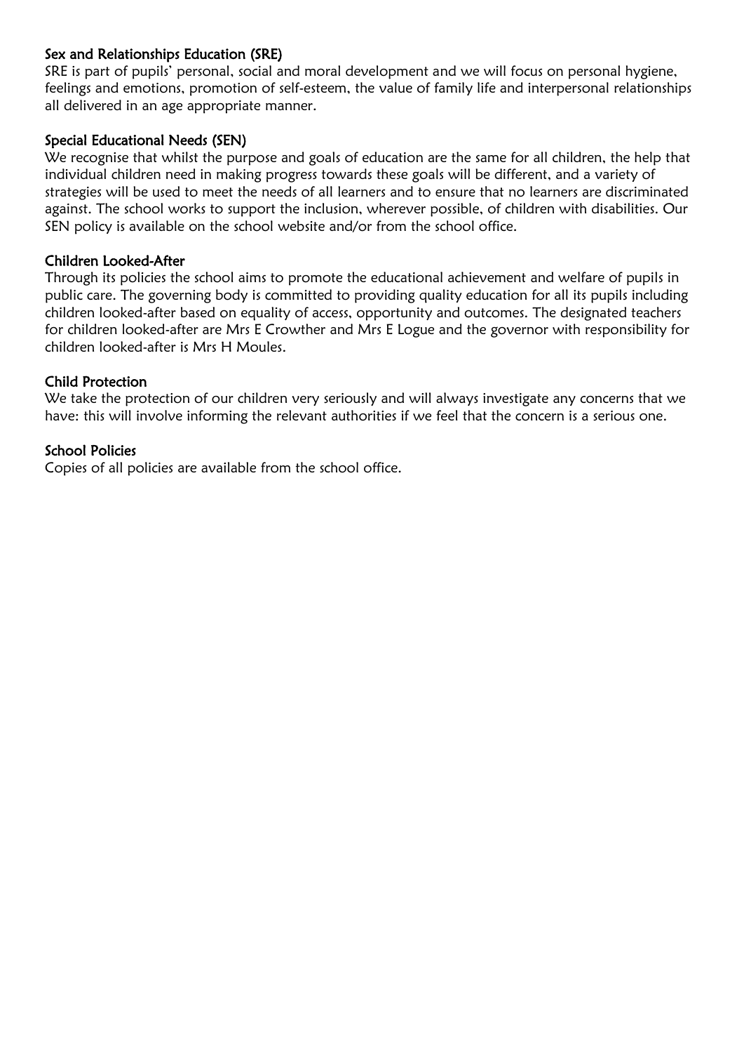## Sex and Relationships Education (SRE)

SRE is part of pupils' personal, social and moral development and we will focus on personal hygiene, feelings and emotions, promotion of self-esteem, the value of family life and interpersonal relationships all delivered in an age appropriate manner.

## Special Educational Needs (SEN)

We recognise that whilst the purpose and goals of education are the same for all children, the help that individual children need in making progress towards these goals will be different, and a variety of strategies will be used to meet the needs of all learners and to ensure that no learners are discriminated against. The school works to support the inclusion, wherever possible, of children with disabilities. Our SEN policy is available on the school website and/or from the school office.

## Children Looked-After

Through its policies the school aims to promote the educational achievement and welfare of pupils in public care. The governing body is committed to providing quality education for all its pupils including children looked-after based on equality of access, opportunity and outcomes. The designated teachers for children looked-after are Mrs E Crowther and Mrs E Logue and the governor with responsibility for children looked-after is Mrs H Moules.

## Child Protection

We take the protection of our children very seriously and will always investigate any concerns that we have: this will involve informing the relevant authorities if we feel that the concern is a serious one.

## School Policies

Copies of all policies are available from the school office.